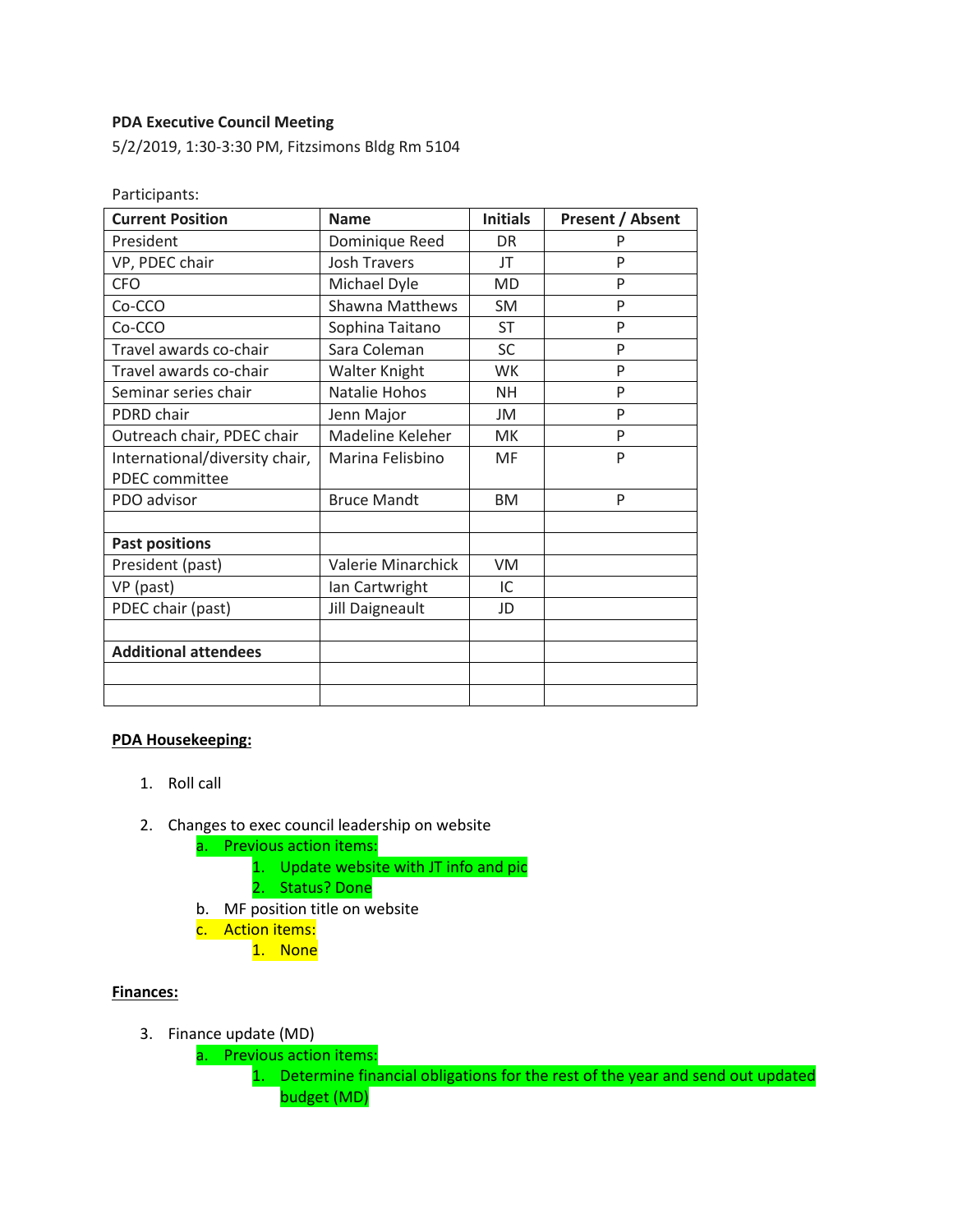**PDA Executive Council Meeting**

5/2/2019, 1:30-3:30 PM, Fitzsimons Bldg Rm 5104

Participants:

| Current Position | Name | Initials | Present / Absent |
|---|---|---|---|
| President | Dominique Reed | DR | P |
| VP, PDEC chair | Josh Travers | JT | P |
| CFO | Michael Dyle | MD | P |
| Co-CCO | Shawna Matthews | SM | P |
| Co-CCO | Sophina Taitano | ST | P |
| Travel awards co-chair | Sara Coleman | SC | P |
| Travel awards co-chair | Walter Knight | WK | P |
| Seminar series chair | Natalie Hohos | NH | P |
| PDRD chair | Jenn Major | JM | P |
| Outreach chair, PDEC chair | Madeline Keleher | MK | P |
| International/diversity chair, PDEC committee | Marina Felisbino | MF | P |
| PDO advisor | Bruce Mandt | BM | P |
| | | | |
| **Past positions** | | | |
| President (past) | Valerie Minarchick | VM | |
| VP (past) | Ian Cartwright | IC | |
| PDEC chair (past) | Jill Daigneault | JD | |
| | | | |
| **Additional attendees** | | | |
| | | | |
| | | | |

**PDA Housekeeping:**

1. Roll call
2. Changes to exec council leadership on website
   a. Previous action items:
      1. Update website with JT info and pic
      2. Status? Done
   b. MF position title on website
   c. Action items:
      1. None

**Finances:**

3. Finance update (MD)
   a. Previous action items:
      1. Determine financial obligations for the rest of the year and send out updated budget (MD)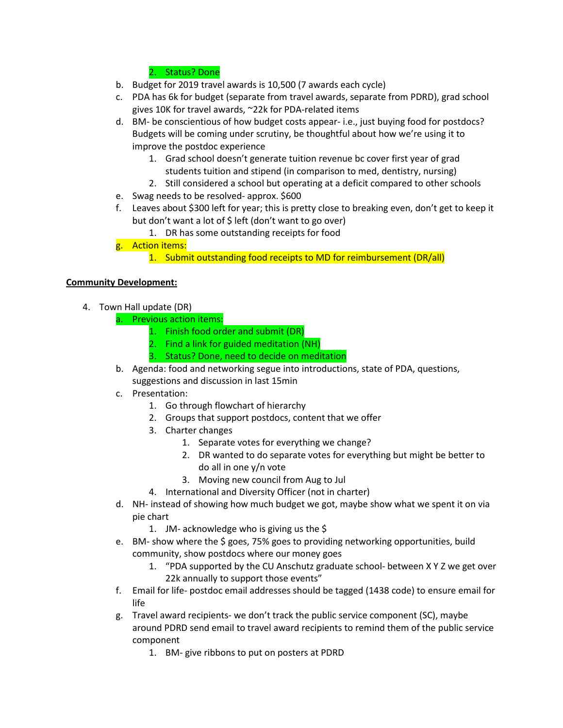2. Status? Done

  b. Budget for 2019 travel awards is 10,500 (7 awards each cycle)
  c. PDA has 6k for budget (separate from travel awards, separate from PDRD), grad school gives 10K for travel awards, ~22k for PDA-related items
  d. BM- be conscientious of how budget costs appear- i.e., just buying food for postdocs? Budgets will be coming under scrutiny, be thoughtful about how we're using it to improve the postdoc experience
        1. Grad school doesn't generate tuition revenue bc cover first year of grad students tuition and stipend (in comparison to med, dentistry, nursing)
        2. Still considered a school but operating at a deficit compared to other schools
  e. Swag needs to be resolved- approx. $600
  f. Leaves about $300 left for year; this is pretty close to breaking even, don't get to keep it but don't want a lot of $ left (don't want to go over)
        1. DR has some outstanding receipts for food
  g. Action items:
        1. Submit outstanding food receipts to MD for reimbursement (DR/all)

**Community Development:**

4. Town Hall update (DR)
    a. Previous action items:
        1. Finish food order and submit (DR)
        2. Find a link for guided meditation (NH)
        3. Status? Done, need to decide on meditation
    b. Agenda: food and networking segue into introductions, state of PDA, questions, suggestions and discussion in last 15min
    c. Presentation:
        1. Go through flowchart of hierarchy
        2. Groups that support postdocs, content that we offer
        3. Charter changes
            1. Separate votes for everything we change?
            2. DR wanted to do separate votes for everything but might be better to do all in one y/n vote
            3. Moving new council from Aug to Jul
        4. International and Diversity Officer (not in charter)
    d. NH- instead of showing how much budget we got, maybe show what we spent it on via pie chart
        1. JM- acknowledge who is giving us the $
    e. BM- show where the $ goes, 75% goes to providing networking opportunities, build community, show postdocs where our money goes
        1. "PDA supported by the CU Anschutz graduate school- between X Y Z we get over 22k annually to support those events"
    f. Email for life- postdoc email addresses should be tagged (1438 code) to ensure email for life
    g. Travel award recipients- we don't track the public service component (SC), maybe around PDRD send email to travel award recipients to remind them of the public service component
        1. BM- give ribbons to put on posters at PDRD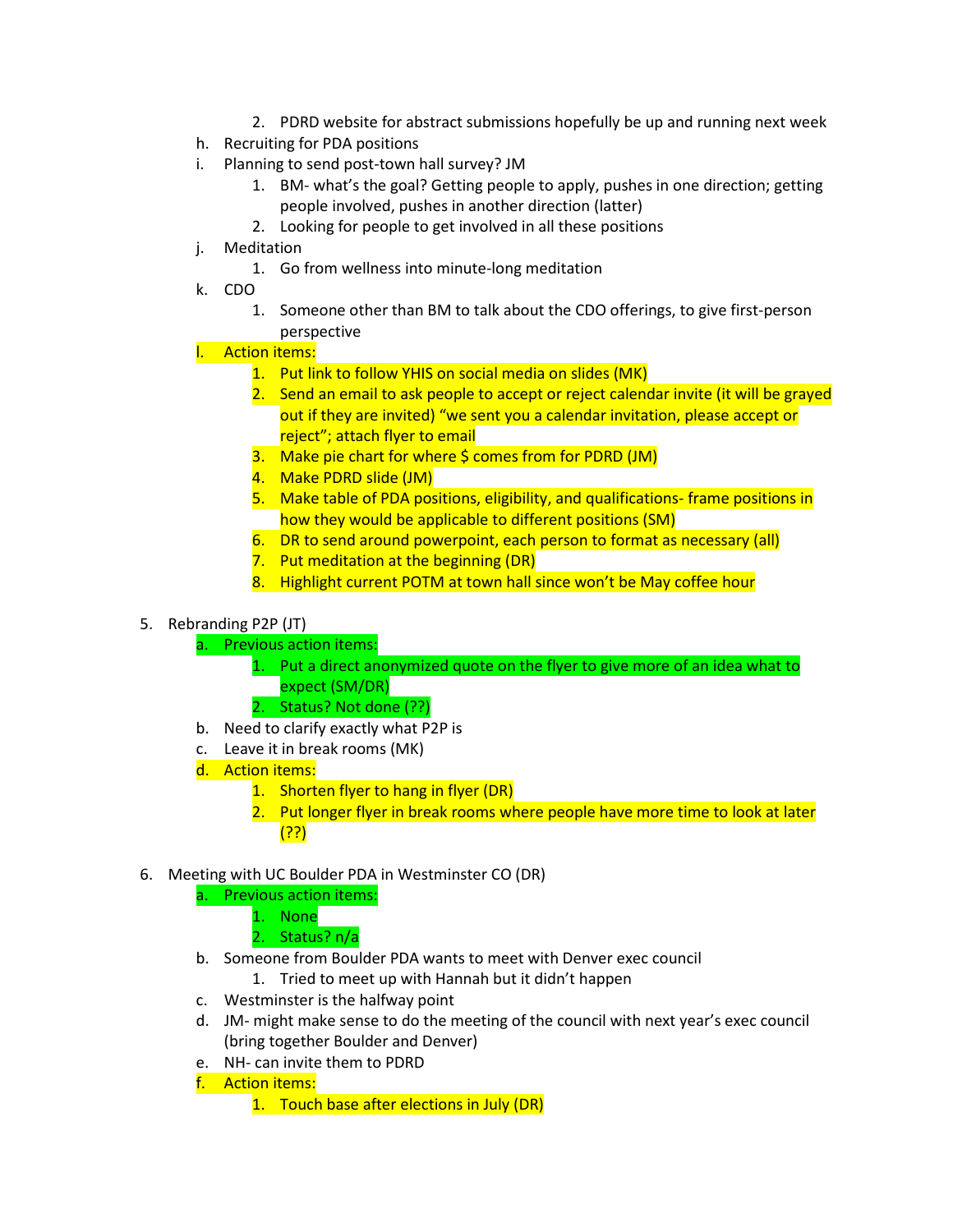2. PDRD website for abstract submissions hopefully be up and running next week

   h. Recruiting for PDA positions
   i. Planning to send post-town hall survey? JM
      1. BM- what's the goal? Getting people to apply, pushes in one direction; getting people involved, pushes in another direction (latter)
      2. Looking for people to get involved in all these positions
   j. Meditation
      1. Go from wellness into minute-long meditation
   k. CDO
      1. Someone other than BM to talk about the CDO offerings, to give first-person perspective
   l. Action items:
      1. Put link to follow YHIS on social media on slides (MK)
      2. Send an email to ask people to accept or reject calendar invite (it will be grayed out if they are invited) "we sent you a calendar invitation, please accept or reject"; attach flyer to email
      3. Make pie chart for where $ comes from for PDRD (JM)
      4. Make PDRD slide (JM)
      5. Make table of PDA positions, eligibility, and qualifications- frame positions in how they would be applicable to different positions (SM)
      6. DR to send around powerpoint, each person to format as necessary (all)
      7. Put meditation at the beginning (DR)
      8. Highlight current POTM at town hall since won't be May coffee hour

5. Rebranding P2P (JT)
   a. Previous action items:
      1. Put a direct anonymized quote on the flyer to give more of an idea what to expect (SM/DR)
      2. Status? Not done (??)
   b. Need to clarify exactly what P2P is
   c. Leave it in break rooms (MK)
   d. Action items:
      1. Shorten flyer to hang in flyer (DR)
      2. Put longer flyer in break rooms where people have more time to look at later (??)

6. Meeting with UC Boulder PDA in Westminster CO (DR)
   a. Previous action items:
      1. None
      2. Status? n/a
   b. Someone from Boulder PDA wants to meet with Denver exec council
      1. Tried to meet up with Hannah but it didn't happen
   c. Westminster is the halfway point
   d. JM- might make sense to do the meeting of the council with next year's exec council (bring together Boulder and Denver)
   e. NH- can invite them to PDRD
   f. Action items:
      1. Touch base after elections in July (DR)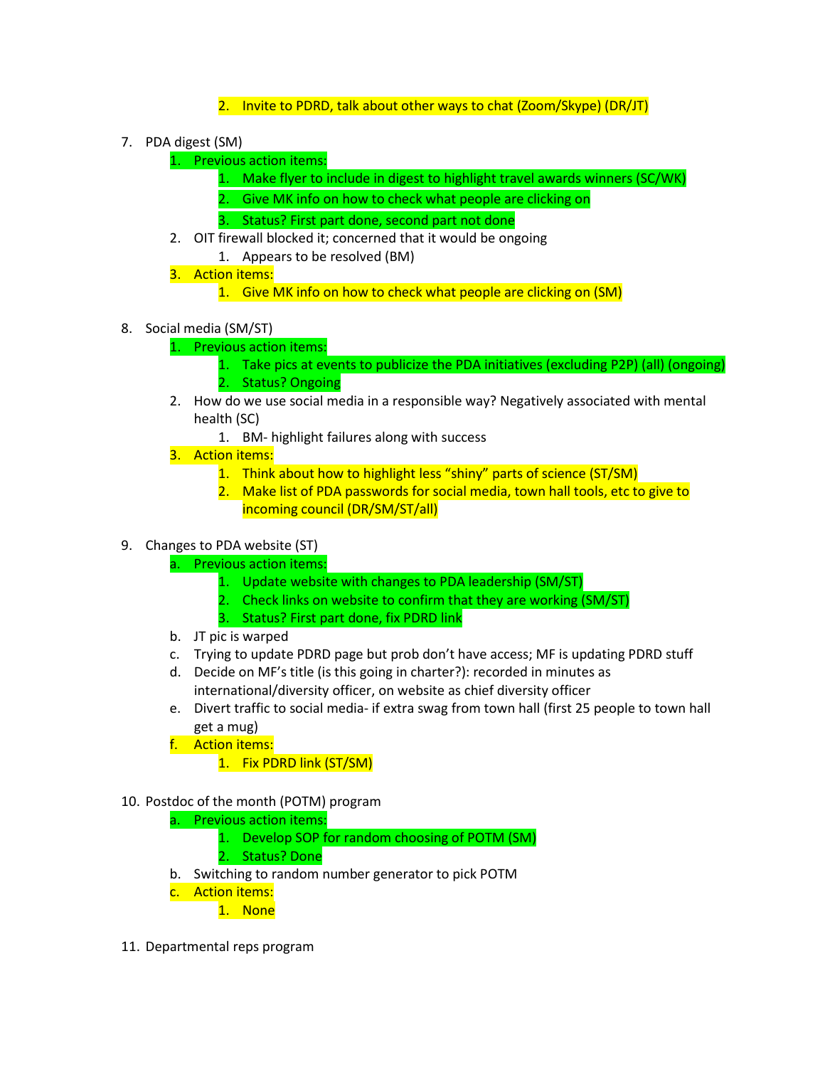2. Invite to PDRD, talk about other ways to chat (Zoom/Skype) (DR/JT)

7. PDA digest (SM)
    1. Previous action items:
        1. Make flyer to include in digest to highlight travel awards winners (SC/WK)
        2. Give MK info on how to check what people are clicking on
        3. Status? First part done, second part not done
    2. OIT firewall blocked it; concerned that it would be ongoing
        1. Appears to be resolved (BM)
    3. Action items:
        1. Give MK info on how to check what people are clicking on (SM)

8. Social media (SM/ST)
    1. Previous action items:
        1. Take pics at events to publicize the PDA initiatives (excluding P2P) (all) (ongoing)
        2. Status? Ongoing
    2. How do we use social media in a responsible way? Negatively associated with mental health (SC)
        1. BM- highlight failures along with success
    3. Action items:
        1. Think about how to highlight less "shiny" parts of science (ST/SM)
        2. Make list of PDA passwords for social media, town hall tools, etc to give to incoming council (DR/SM/ST/all)

9. Changes to PDA website (ST)
    a. Previous action items:
        1. Update website with changes to PDA leadership (SM/ST)
        2. Check links on website to confirm that they are working (SM/ST)
        3. Status? First part done, fix PDRD link
    b. JT pic is warped
    c. Trying to update PDRD page but prob don't have access; MF is updating PDRD stuff
    d. Decide on MF's title (is this going in charter?): recorded in minutes as international/diversity officer, on website as chief diversity officer
    e. Divert traffic to social media- if extra swag from town hall (first 25 people to town hall get a mug)
    f. Action items:
        1. Fix PDRD link (ST/SM)

10. Postdoc of the month (POTM) program
    a. Previous action items:
        1. Develop SOP for random choosing of POTM (SM)
        2. Status? Done
    b. Switching to random number generator to pick POTM
    c. Action items:
        1. None

11. Departmental reps program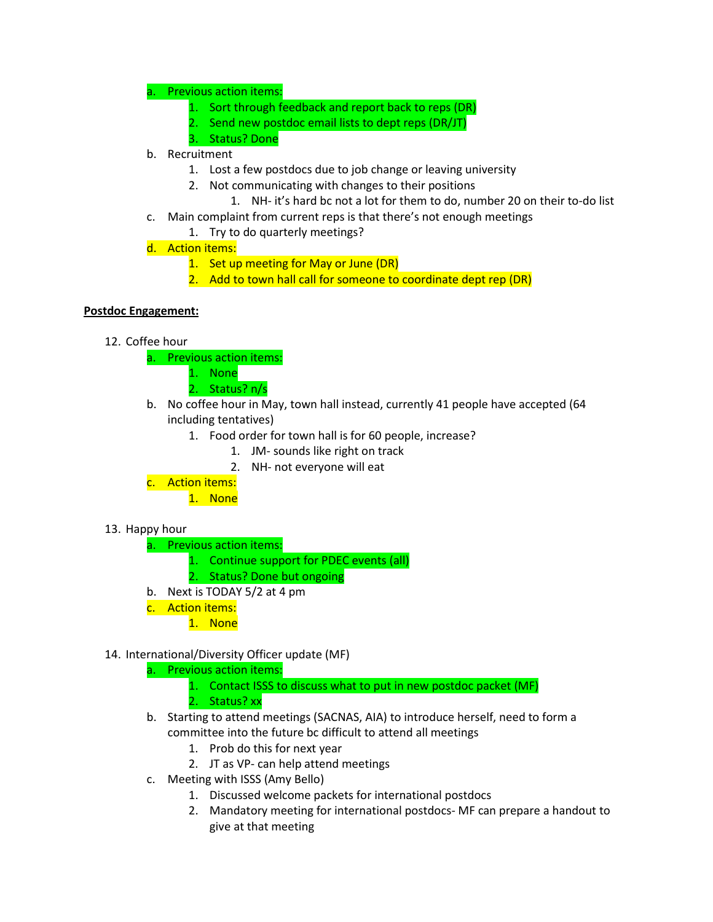a. Previous action items:
    1. Sort through feedback and report back to reps (DR)
    2. Send new postdoc email lists to dept reps (DR/JT)
    3. Status? Done
b. Recruitment
    1. Lost a few postdocs due to job change or leaving university
    2. Not communicating with changes to their positions
        1. NH- it's hard bc not a lot for them to do, number 20 on their to-do list
c. Main complaint from current reps is that there's not enough meetings
    1. Try to do quarterly meetings?
d. Action items:
    1. Set up meeting for May or June (DR)
    2. Add to town hall call for someone to coordinate dept rep (DR)

**Postdoc Engagement:**

12. Coffee hour
    a. Previous action items:
        1. None
        2. Status? n/s
    b. No coffee hour in May, town hall instead, currently 41 people have accepted (64 including tentatives)
        1. Food order for town hall is for 60 people, increase?
            1. JM- sounds like right on track
            2. NH- not everyone will eat
    c. Action items:
        1. None

13. Happy hour
    a. Previous action items:
        1. Continue support for PDEC events (all)
        2. Status? Done but ongoing
    b. Next is TODAY 5/2 at 4 pm
    c. Action items:
        1. None

14. International/Diversity Officer update (MF)
    a. Previous action items:
        1. Contact ISSS to discuss what to put in new postdoc packet (MF)
        2. Status? xx
    b. Starting to attend meetings (SACNAS, AIA) to introduce herself, need to form a committee into the future bc difficult to attend all meetings
        1. Prob do this for next year
        2. JT as VP- can help attend meetings
    c. Meeting with ISSS (Amy Bello)
        1. Discussed welcome packets for international postdocs
        2. Mandatory meeting for international postdocs- MF can prepare a handout to give at that meeting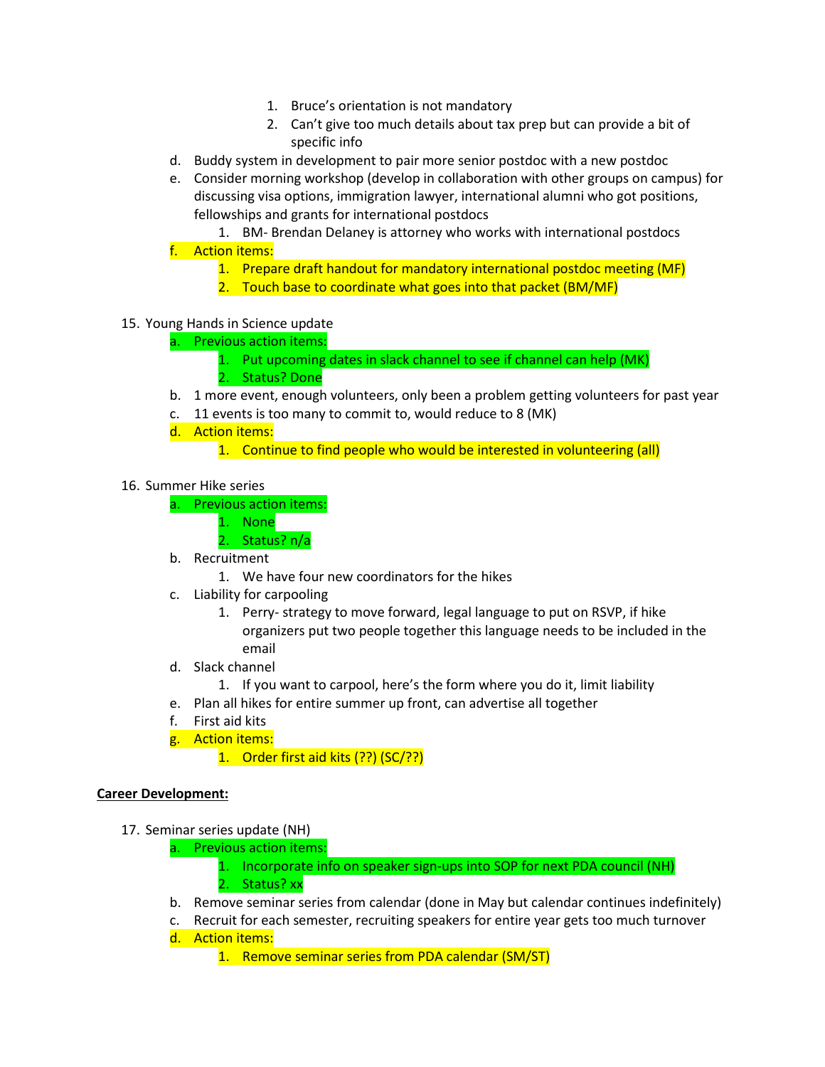1. Bruce's orientation is not mandatory
            2. Can't give too much details about tax prep but can provide a bit of specific info
    d. Buddy system in development to pair more senior postdoc with a new postdoc
    e. Consider morning workshop (develop in collaboration with other groups on campus) for discussing visa options, immigration lawyer, international alumni who got positions, fellowships and grants for international postdocs
        1. BM- Brendan Delaney is attorney who works with international postdocs
    f. Action items:
        1. Prepare draft handout for mandatory international postdoc meeting (MF)
        2. Touch base to coordinate what goes into that packet (BM/MF)

15. Young Hands in Science update
    a. Previous action items:
        1. Put upcoming dates in slack channel to see if channel can help (MK)
        2. Status? Done
    b. 1 more event, enough volunteers, only been a problem getting volunteers for past year
    c. 11 events is too many to commit to, would reduce to 8 (MK)
    d. Action items:
        1. Continue to find people who would be interested in volunteering (all)

16. Summer Hike series
    a. Previous action items:
        1. None
        2. Status? n/a
    b. Recruitment
        1. We have four new coordinators for the hikes
    c. Liability for carpooling
        1. Perry- strategy to move forward, legal language to put on RSVP, if hike organizers put two people together this language needs to be included in the email
    d. Slack channel
        1. If you want to carpool, here's the form where you do it, limit liability
    e. Plan all hikes for entire summer up front, can advertise all together
    f. First aid kits
    g. Action items:
        1. Order first aid kits (??) (SC/??)

**Career Development:**

17. Seminar series update (NH)
    a. Previous action items:
        1. Incorporate info on speaker sign-ups into SOP for next PDA council (NH)
        2. Status? xx
    b. Remove seminar series from calendar (done in May but calendar continues indefinitely)
    c. Recruit for each semester, recruiting speakers for entire year gets too much turnover
    d. Action items:
        1. Remove seminar series from PDA calendar (SM/ST)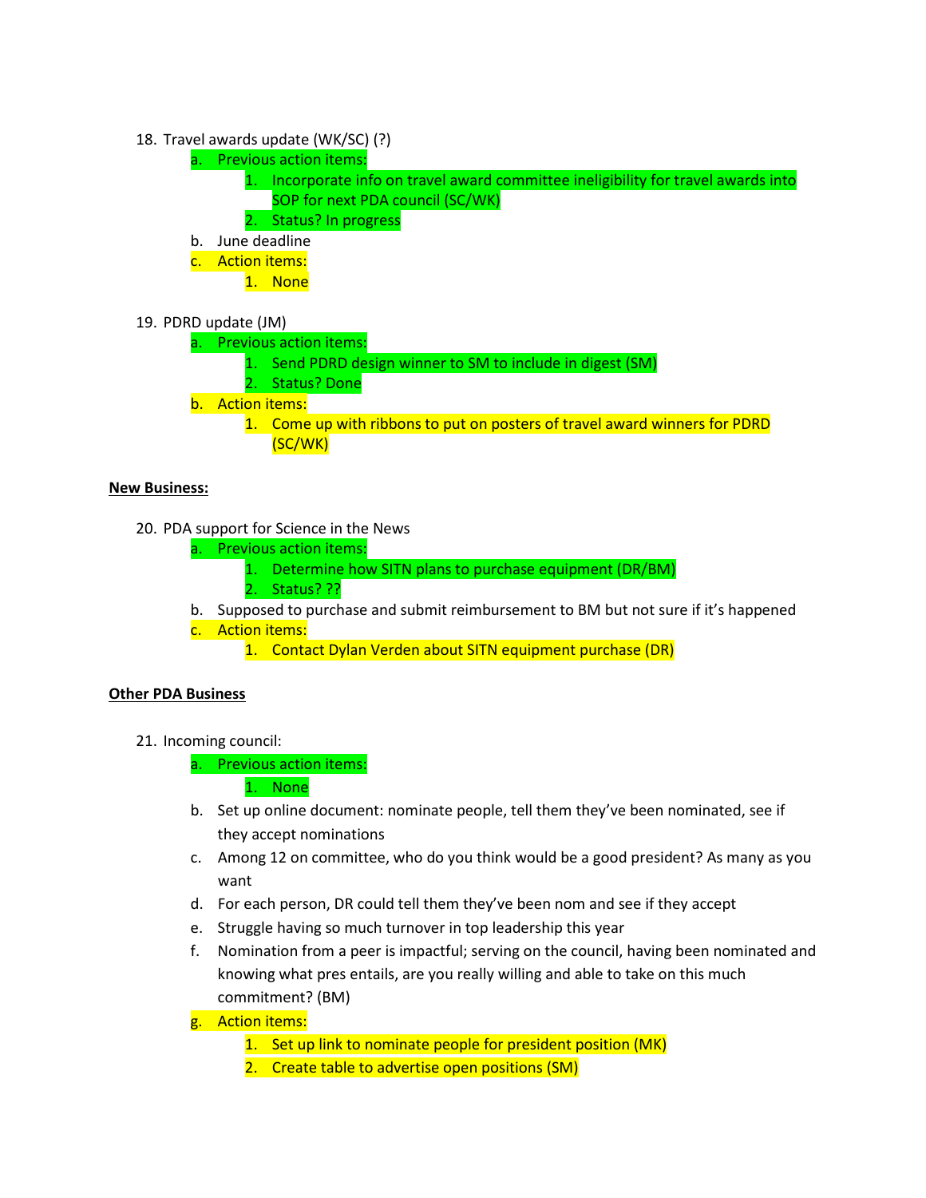18. Travel awards update (WK/SC) (?)
    a. Previous action items:
        1. Incorporate info on travel award committee ineligibility for travel awards into SOP for next PDA council (SC/WK)
        2. Status? In progress
    b. June deadline
    c. Action items:
        1. None

19. PDRD update (JM)
    a. Previous action items:
        1. Send PDRD design winner to SM to include in digest (SM)
        2. Status? Done
    b. Action items:
        1. Come up with ribbons to put on posters of travel award winners for PDRD (SC/WK)

**New Business:**

20. PDA support for Science in the News
    a. Previous action items:
        1. Determine how SITN plans to purchase equipment (DR/BM)
        2. Status? ??
    b. Supposed to purchase and submit reimbursement to BM but not sure if it's happened
    c. Action items:
        1. Contact Dylan Verden about SITN equipment purchase (DR)

**Other PDA Business**

21. Incoming council:
    a. Previous action items:
        1. None
    b. Set up online document: nominate people, tell them they've been nominated, see if they accept nominations
    c. Among 12 on committee, who do you think would be a good president? As many as you want
    d. For each person, DR could tell them they've been nom and see if they accept
    e. Struggle having so much turnover in top leadership this year
    f. Nomination from a peer is impactful; serving on the council, having been nominated and knowing what pres entails, are you really willing and able to take on this much commitment? (BM)
    g. Action items:
        1. Set up link to nominate people for president position (MK)
        2. Create table to advertise open positions (SM)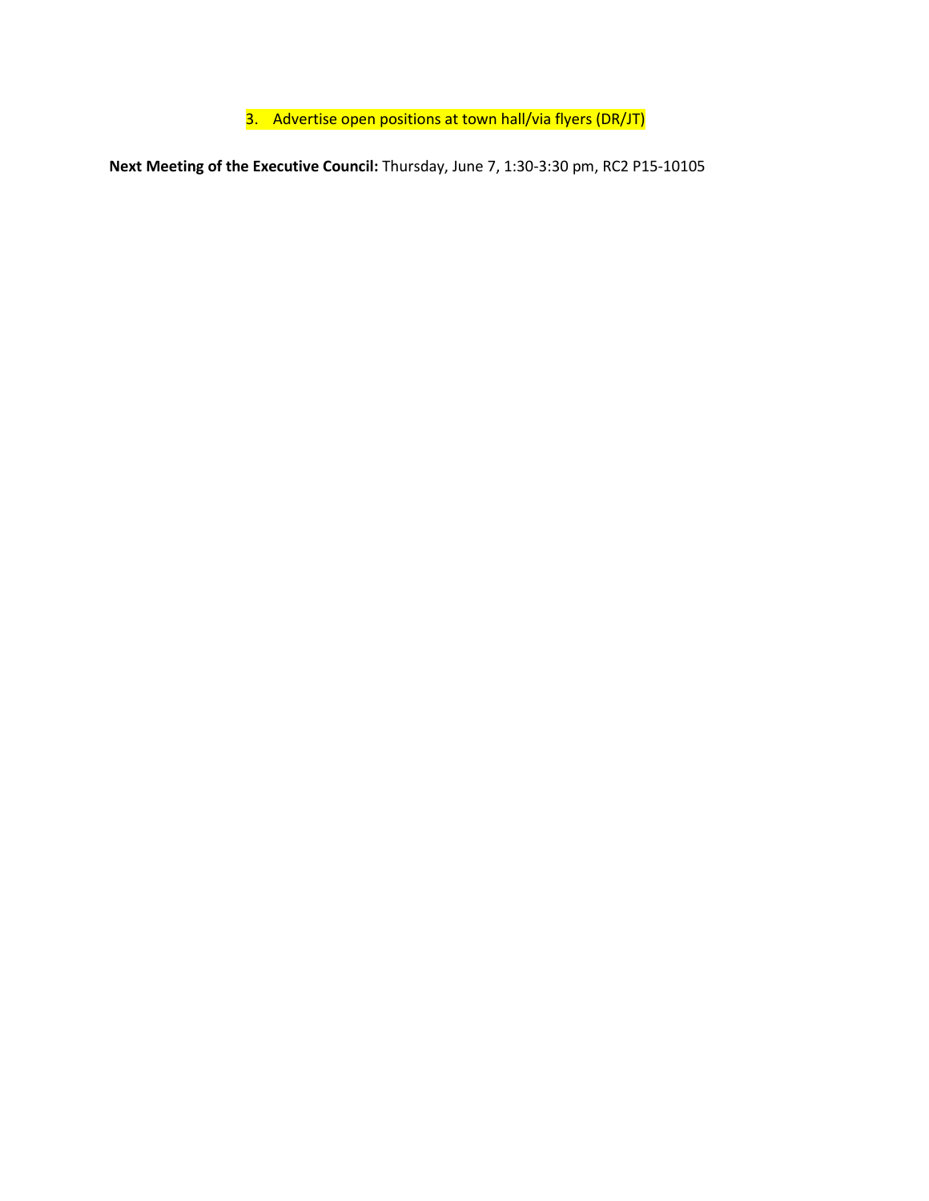3. Advertise open positions at town hall/via flyers (DR/JT)

**Next Meeting of the Executive Council:** Thursday, June 7, 1:30-3:30 pm, RC2 P15-10105